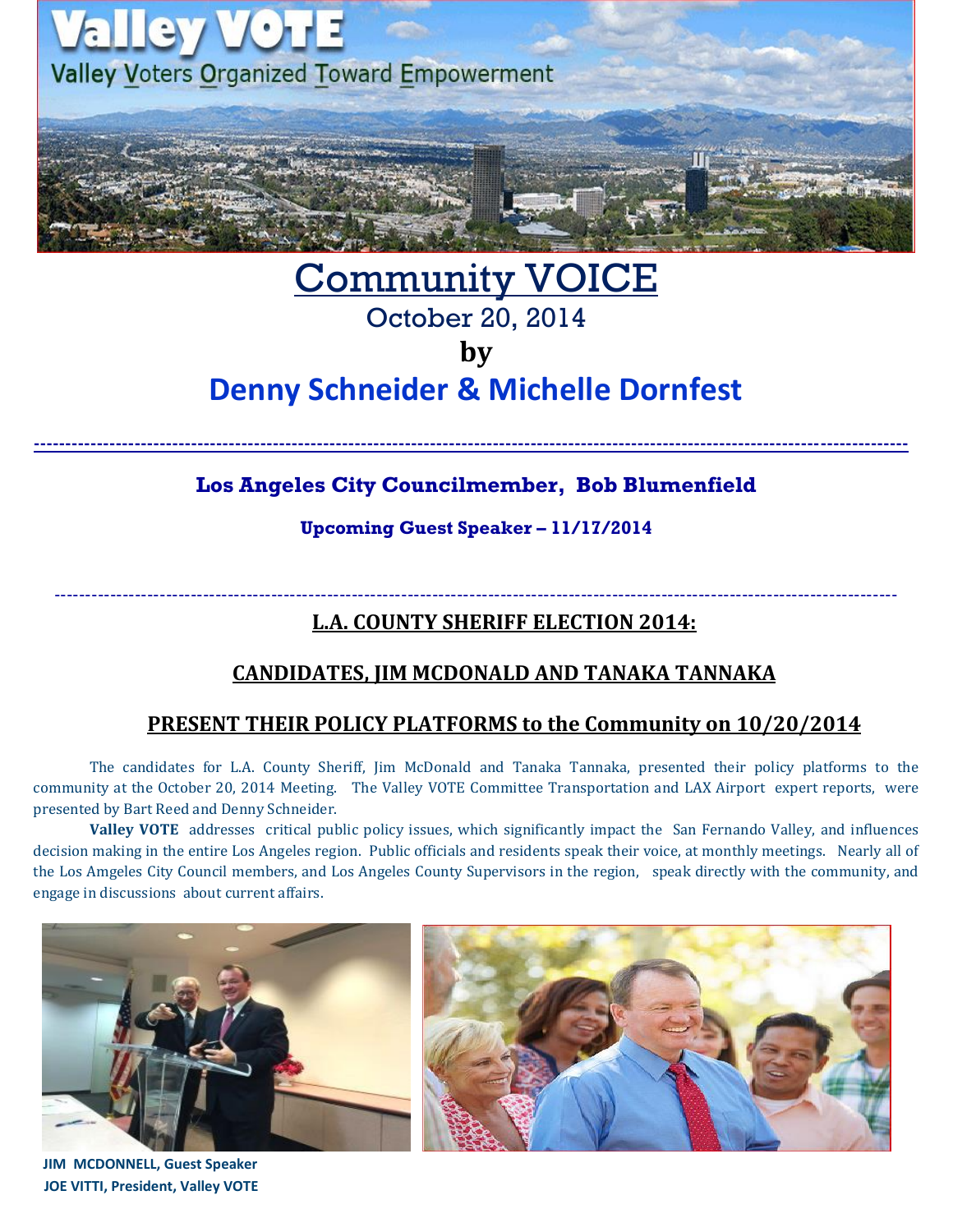# Valley VOTE

Valley Voters Organized Toward Empowerment

# Community VOICE

October 20, 2014

**by**

## Denny Schneider & Michelle Dornfest

---

### Los Angeles City Councilmember, Bob Blumenfield

**Upcoming Guest Speaker – 11/17/2014**

---

## L.A. COUNTY SHERIFF ELECTION 2014:

## CANDIDATES, JIM MCDONALD AND TANAKA TANNAKA

## PRESENT THEIR POLICY PLATFORMS to the Community on 10/20/2014

The candidates for L.A. County Sheriff, Jim McDonald and Tanaka Tannaka, presented their policy platforms to the community at the October 20, 2014 Meeting. The Valley VOTE Committee Transportation and LAX Airport expert reports, were presented by Bart Reed and Denny Schneider.

**Valley VOTE** addresses critical public policy issues, which significantly impact the San Fernando Valley, and influences decision making in the entire Los Angeles region. Public officials and residents speak their voice, at monthly meetings. Nearly all of the Los Amgeles City Council members, and Los Angeles County Supervisors in the region, speak directly with the community, and engage in discussions about current affairs.

**JIM MCDONNELL, Guest Speaker**
**JOE VITTI, President, Valley VOTE**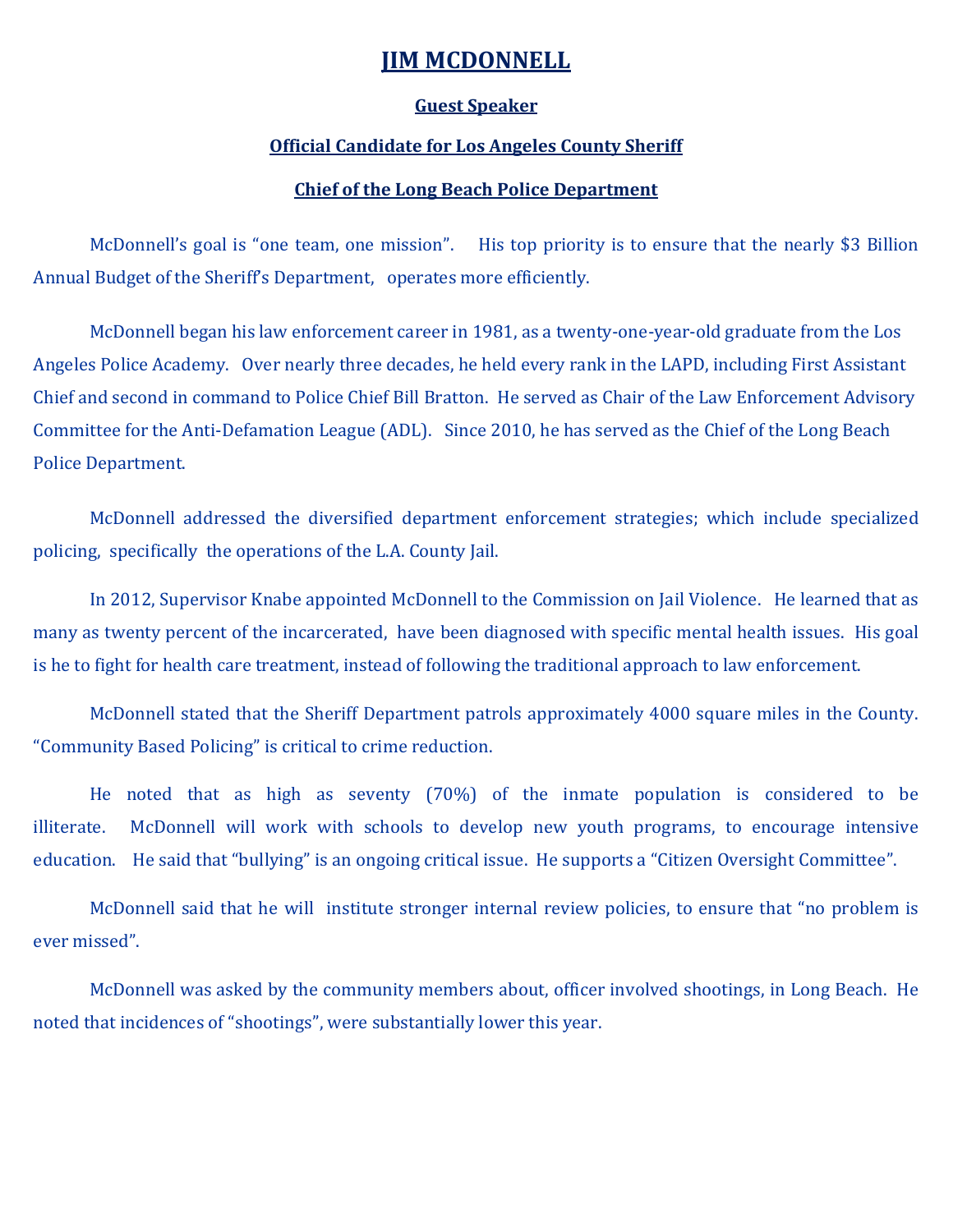# JIM MCDONNELL

**Guest Speaker**

**Official Candidate for Los Angeles County Sheriff**

**Chief of the Long Beach Police Department**

McDonnell's goal is "one team, one mission". His top priority is to ensure that the nearly $3 Billion Annual Budget of the Sheriff's Department, operates more efficiently.

McDonnell began his law enforcement career in 1981, as a twenty-one-year-old graduate from the Los Angeles Police Academy. Over nearly three decades, he held every rank in the LAPD, including First Assistant Chief and second in command to Police Chief Bill Bratton. He served as Chair of the Law Enforcement Advisory Committee for the Anti-Defamation League (ADL). Since 2010, he has served as the Chief of the Long Beach Police Department.

McDonnell addressed the diversified department enforcement strategies; which include specialized policing, specifically the operations of the L.A. County Jail.

In 2012, Supervisor Knabe appointed McDonnell to the Commission on Jail Violence. He learned that as many as twenty percent of the incarcerated, have been diagnosed with specific mental health issues. His goal is he to fight for health care treatment, instead of following the traditional approach to law enforcement.

McDonnell stated that the Sheriff Department patrols approximately 4000 square miles in the County. "Community Based Policing" is critical to crime reduction.

He noted that as high as seventy (70%) of the inmate population is considered to be illiterate. McDonnell will work with schools to develop new youth programs, to encourage intensive education. He said that "bullying" is an ongoing critical issue. He supports a "Citizen Oversight Committee".

McDonnell said that he will institute stronger internal review policies, to ensure that "no problem is ever missed".

McDonnell was asked by the community members about, officer involved shootings, in Long Beach. He noted that incidences of "shootings", were substantially lower this year.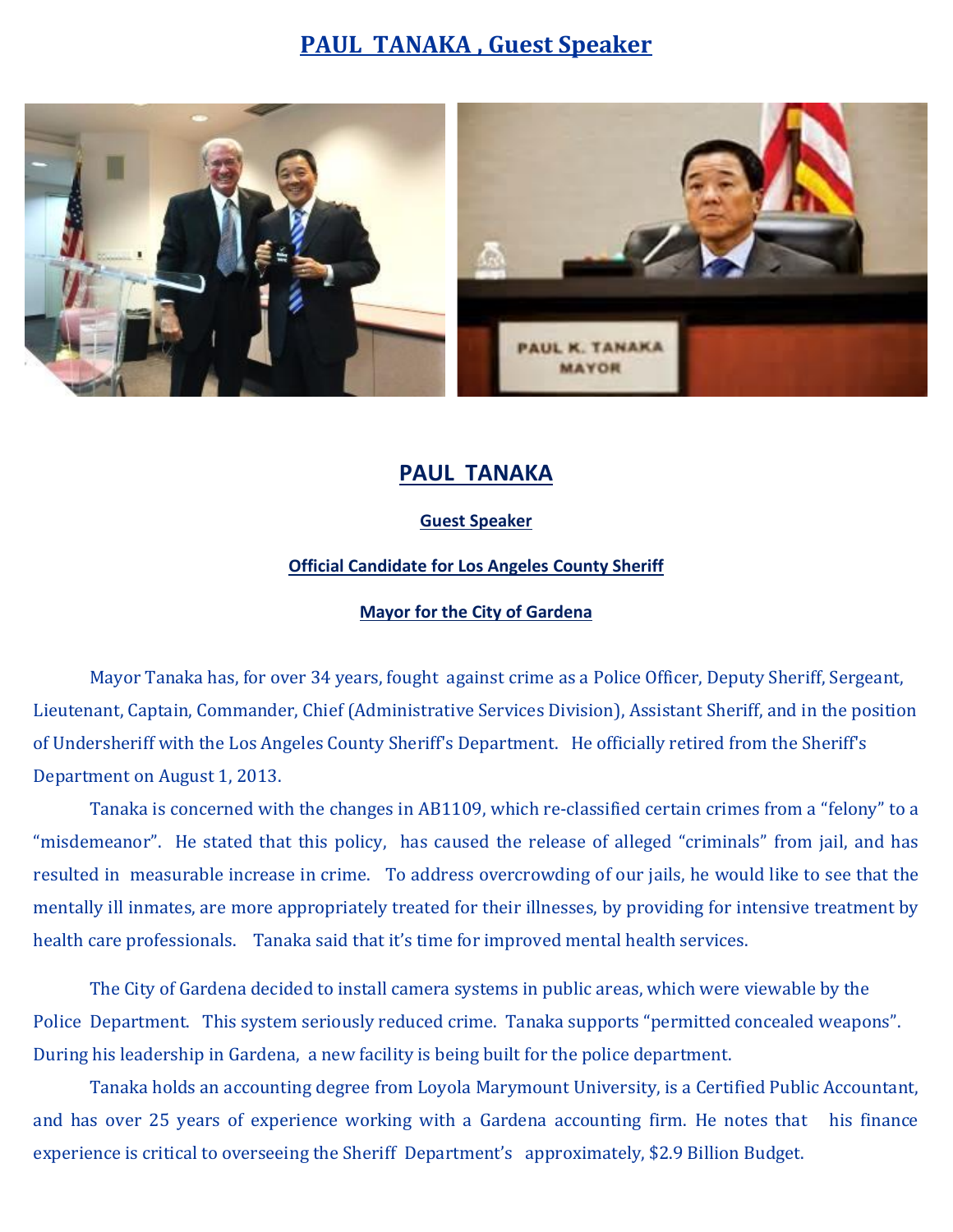# PAUL TANAKA , Guest Speaker

## PAUL TANAKA

**Guest Speaker**

**Official Candidate for Los Angeles County Sheriff**

**Mayor for the City of Gardena**

Mayor Tanaka has, for over 34 years, fought against crime as a Police Officer, Deputy Sheriff, Sergeant, Lieutenant, Captain, Commander, Chief (Administrative Services Division), Assistant Sheriff, and in the position of Undersheriff with the Los Angeles County Sheriff's Department. He officially retired from the Sheriff's Department on August 1, 2013.

Tanaka is concerned with the changes in AB1109, which re-classified certain crimes from a "felony" to a "misdemeanor". He stated that this policy, has caused the release of alleged "criminals" from jail, and has resulted in measurable increase in crime. To address overcrowding of our jails, he would like to see that the mentally ill inmates, are more appropriately treated for their illnesses, by providing for intensive treatment by health care professionals. Tanaka said that it's time for improved mental health services.

The City of Gardena decided to install camera systems in public areas, which were viewable by the Police Department. This system seriously reduced crime. Tanaka supports "permitted concealed weapons". During his leadership in Gardena, a new facility is being built for the police department.

Tanaka holds an accounting degree from Loyola Marymount University, is a Certified Public Accountant, and has over 25 years of experience working with a Gardena accounting firm. He notes that his finance experience is critical to overseeing the Sheriff Department's approximately, $2.9 Billion Budget.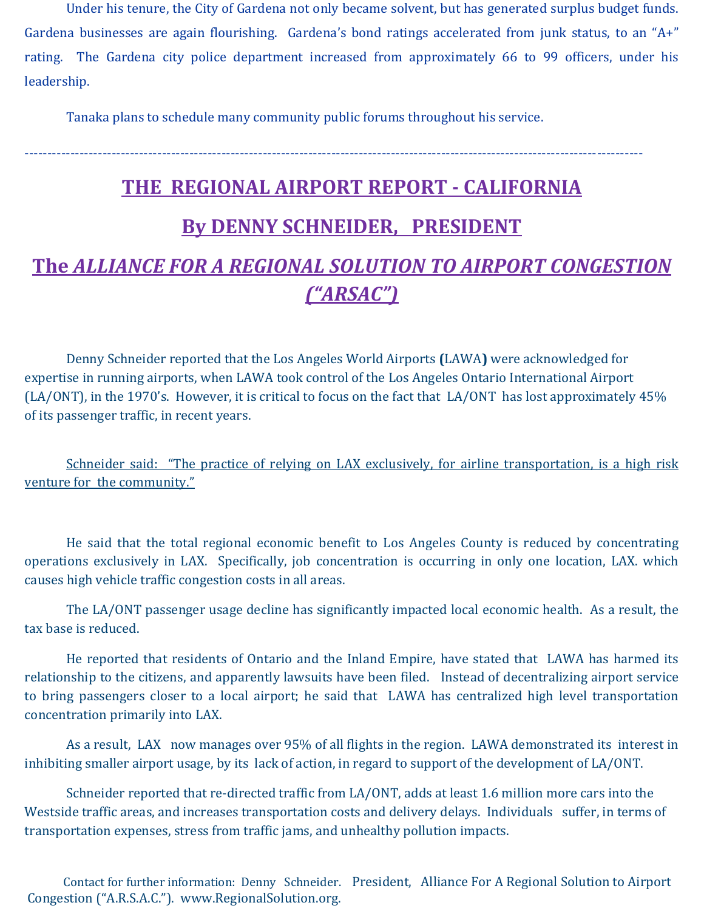Under his tenure, the City of Gardena not only became solvent, but has generated surplus budget funds. Gardena businesses are again flourishing. Gardena's bond ratings accelerated from junk status, to an "A+" rating. The Gardena city police department increased from approximately 66 to 99 officers, under his leadership.

Tanaka plans to schedule many community public forums throughout his service.

---

# THE REGIONAL AIRPORT REPORT - CALIFORNIA

## By DENNY SCHNEIDER, PRESIDENT

## The *ALLIANCE FOR A REGIONAL SOLUTION TO AIRPORT CONGESTION ("ARSAC")*

Denny Schneider reported that the Los Angeles World Airports **(**LAWA**)** were acknowledged for expertise in running airports, when LAWA took control of the Los Angeles Ontario International Airport (LA/ONT), in the 1970's. However, it is critical to focus on the fact that LA/ONT has lost approximately 45% of its passenger traffic, in recent years.

<u>Schneider said: "The practice of relying on LAX exclusively, for airline transportation, is a high risk venture for the community."</u>

He said that the total regional economic benefit to Los Angeles County is reduced by concentrating operations exclusively in LAX. Specifically, job concentration is occurring in only one location, LAX. which causes high vehicle traffic congestion costs in all areas.

The LA/ONT passenger usage decline has significantly impacted local economic health. As a result, the tax base is reduced.

He reported that residents of Ontario and the Inland Empire, have stated that LAWA has harmed its relationship to the citizens, and apparently lawsuits have been filed. Instead of decentralizing airport service to bring passengers closer to a local airport; he said that LAWA has centralized high level transportation concentration primarily into LAX.

As a result, LAX now manages over 95% of all flights in the region. LAWA demonstrated its interest in inhibiting smaller airport usage, by its lack of action, in regard to support of the development of LA/ONT.

Schneider reported that re-directed traffic from LA/ONT, adds at least 1.6 million more cars into the Westside traffic areas, and increases transportation costs and delivery delays. Individuals suffer, in terms of transportation expenses, stress from traffic jams, and unhealthy pollution impacts.

Contact for further information: Denny Schneider. President, Alliance For A Regional Solution to Airport Congestion ("A.R.S.A.C."). www.RegionalSolution.org.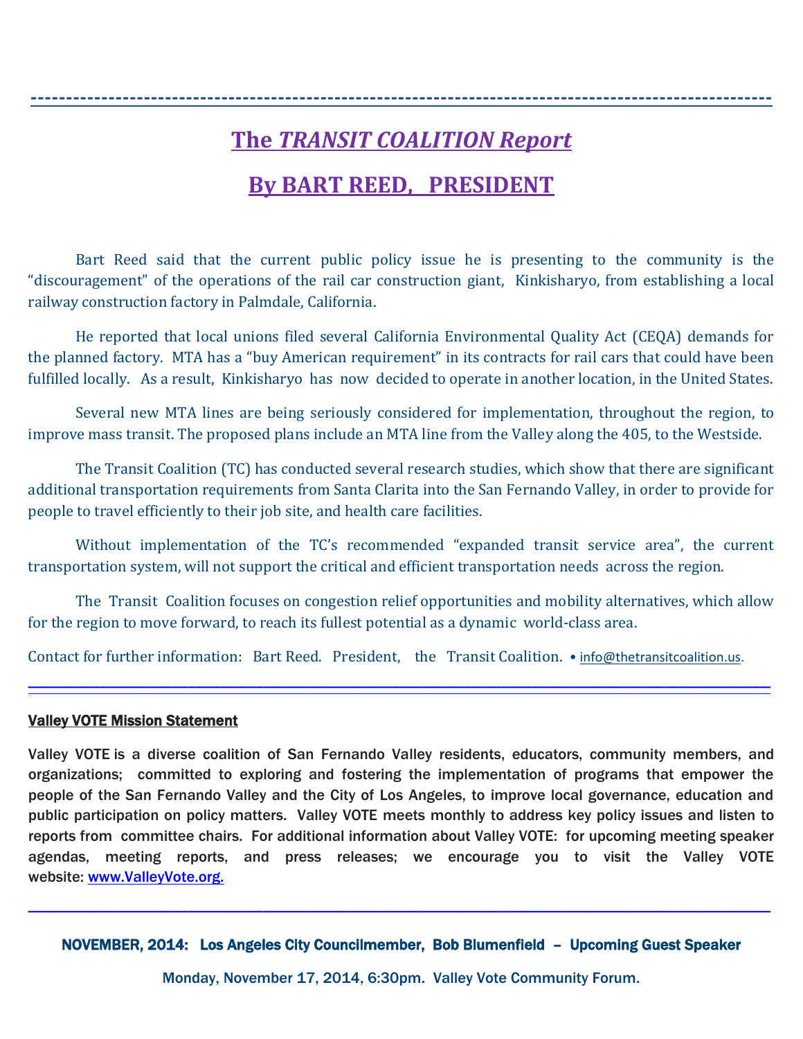# The *TRANSIT COALITION Report*

## By BART REED, PRESIDENT

Bart Reed said that the current public policy issue he is presenting to the community is the "discouragement" of the operations of the rail car construction giant, Kinkisharyo, from establishing a local railway construction factory in Palmdale, California.

He reported that local unions filed several California Environmental Quality Act (CEQA) demands for the planned factory. MTA has a "buy American requirement" in its contracts for rail cars that could have been fulfilled locally. As a result, Kinkisharyo has now decided to operate in another location, in the United States.

Several new MTA lines are being seriously considered for implementation, throughout the region, to improve mass transit. The proposed plans include an MTA line from the Valley along the 405, to the Westside.

The Transit Coalition (TC) has conducted several research studies, which show that there are significant additional transportation requirements from Santa Clarita into the San Fernando Valley, in order to provide for people to travel efficiently to their job site, and health care facilities.

Without implementation of the TC's recommended "expanded transit service area", the current transportation system, will not support the critical and efficient transportation needs across the region.

The Transit Coalition focuses on congestion relief opportunities and mobility alternatives, which allow for the region to move forward, to reach its fullest potential as a dynamic world-class area.

Contact for further information: Bart Reed. President, the Transit Coalition. • info@thetransitcoalition.us.

---

**Valley VOTE Mission Statement**

**Valley VOTE is a diverse coalition of San Fernando Valley residents, educators, community members, and organizations; committed to exploring and fostering the implementation of programs that empower the people of the San Fernando Valley and the City of Los Angeles, to improve local governance, education and public participation on policy matters. Valley VOTE meets monthly to address key policy issues and listen to reports from committee chairs. For additional information about Valley VOTE: for upcoming meeting speaker agendas, meeting reports, and press releases; we encourage you to visit the Valley VOTE website: www.ValleyVote.org.**

---

**NOVEMBER, 2014: Los Angeles City Councilmember, Bob Blumenfield – Upcoming Guest Speaker**

Monday, November 17, 2014, 6:30pm. Valley Vote Community Forum.